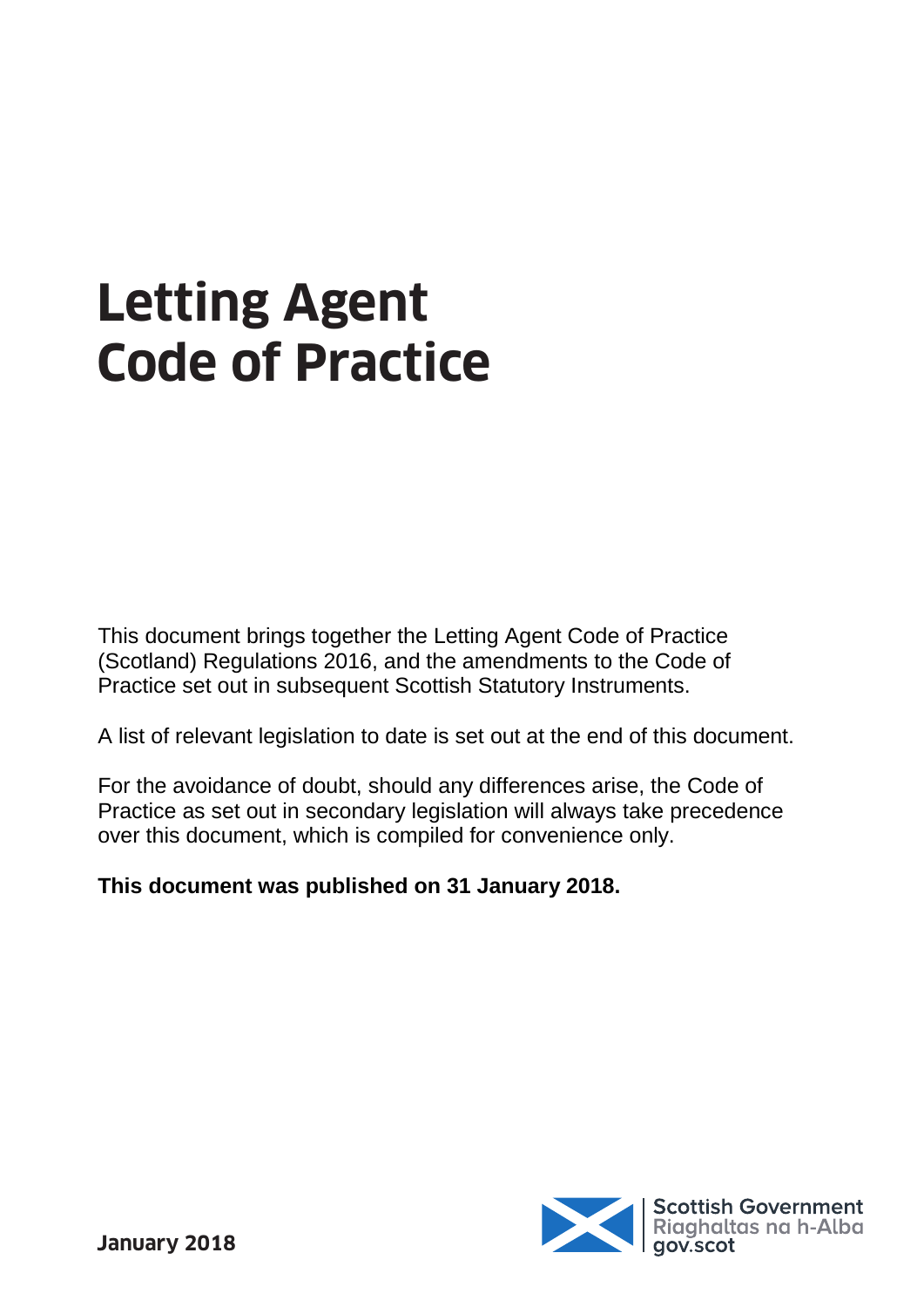# Letting Agent Code of Practice

This document brings together the Letting Agent Code of Practice (Scotland) Regulations 2016, and the amendments to the Code of Practice set out in subsequent Scottish Statutory Instruments.

A list of relevant legislation to date is set out at the end of this document.

For the avoidance of doubt, should any differences arise, the Code of Practice as set out in secondary legislation will always take precedence over this document, which is compiled for convenience only.

**This document was published on 31 January 2018.**

**January 2018**

Scottish Government
Riaghaltas na h-Alba
gov.scot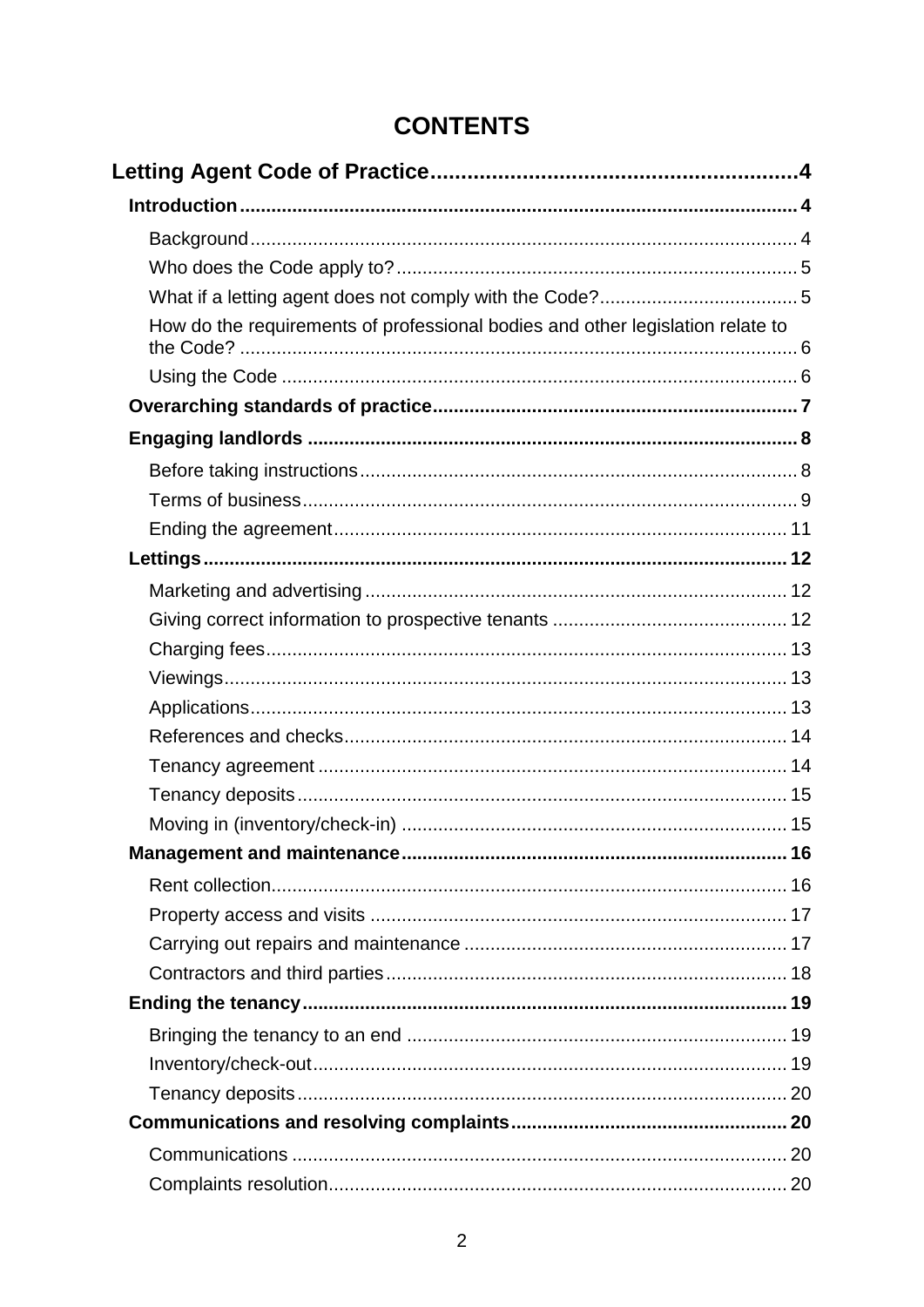# CONTENTS

**Letting Agent Code of Practice** .......... 4

- **Introduction** .......... 4
  - Background .......... 4
  - Who does the Code apply to? .......... 5
  - What if a letting agent does not comply with the Code? .......... 5
  - How do the requirements of professional bodies and other legislation relate to the Code? .......... 6
  - Using the Code .......... 6
- **Overarching standards of practice** .......... 7
- **Engaging landlords** .......... 8
  - Before taking instructions .......... 8
  - Terms of business .......... 9
  - Ending the agreement .......... 11
- **Lettings** .......... 12
  - Marketing and advertising .......... 12
  - Giving correct information to prospective tenants .......... 12
  - Charging fees .......... 13
  - Viewings .......... 13
  - Applications .......... 13
  - References and checks .......... 14
  - Tenancy agreement .......... 14
  - Tenancy deposits .......... 15
  - Moving in (inventory/check-in) .......... 15
- **Management and maintenance** .......... 16
  - Rent collection .......... 16
  - Property access and visits .......... 17
  - Carrying out repairs and maintenance .......... 17
  - Contractors and third parties .......... 18
- **Ending the tenancy** .......... 19
  - Bringing the tenancy to an end .......... 19
  - Inventory/check-out .......... 19
  - Tenancy deposits .......... 20
- **Communications and resolving complaints** .......... 20
  - Communications .......... 20
  - Complaints resolution .......... 20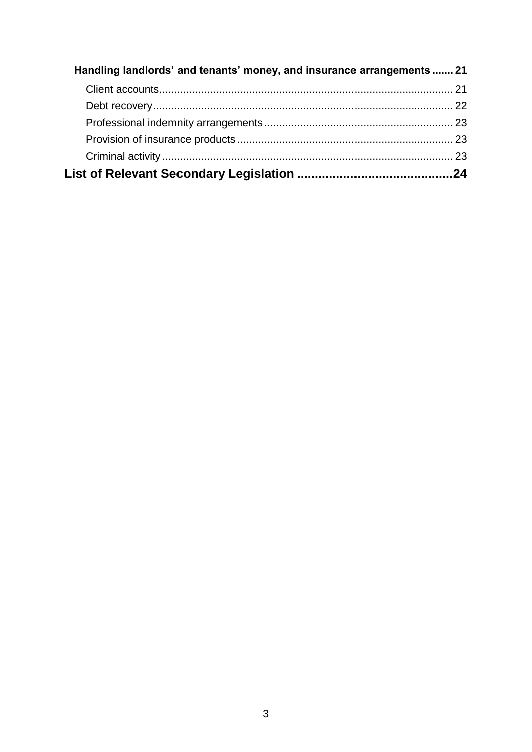**Handling landlords' and tenants' money, and insurance arrangements** ....... 21

- Client accounts ....... 21
- Debt recovery ....... 22
- Professional indemnity arrangements ....... 23
- Provision of insurance products ....... 23
- Criminal activity ....... 23

**List of Relevant Secondary Legislation** ....... 24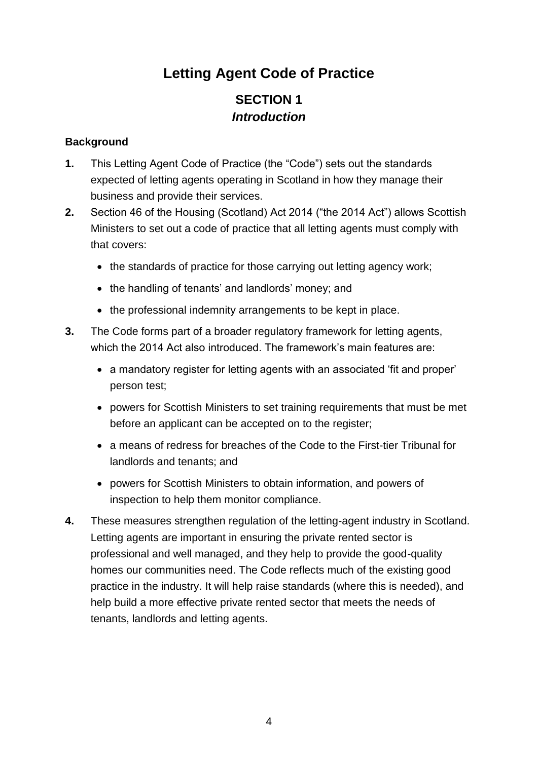# Letting Agent Code of Practice

## SECTION 1
## *Introduction*

### Background

**1.** This Letting Agent Code of Practice (the "Code") sets out the standards expected of letting agents operating in Scotland in how they manage their business and provide their services.

**2.** Section 46 of the Housing (Scotland) Act 2014 ("the 2014 Act") allows Scottish Ministers to set out a code of practice that all letting agents must comply with that covers:

- the standards of practice for those carrying out letting agency work;
- the handling of tenants' and landlords' money; and
- the professional indemnity arrangements to be kept in place.

**3.** The Code forms part of a broader regulatory framework for letting agents, which the 2014 Act also introduced. The framework's main features are:

- a mandatory register for letting agents with an associated 'fit and proper' person test;
- powers for Scottish Ministers to set training requirements that must be met before an applicant can be accepted on to the register;
- a means of redress for breaches of the Code to the First-tier Tribunal for landlords and tenants; and
- powers for Scottish Ministers to obtain information, and powers of inspection to help them monitor compliance.

**4.** These measures strengthen regulation of the letting-agent industry in Scotland. Letting agents are important in ensuring the private rented sector is professional and well managed, and they help to provide the good-quality homes our communities need. The Code reflects much of the existing good practice in the industry. It will help raise standards (where this is needed), and help build a more effective private rented sector that meets the needs of tenants, landlords and letting agents.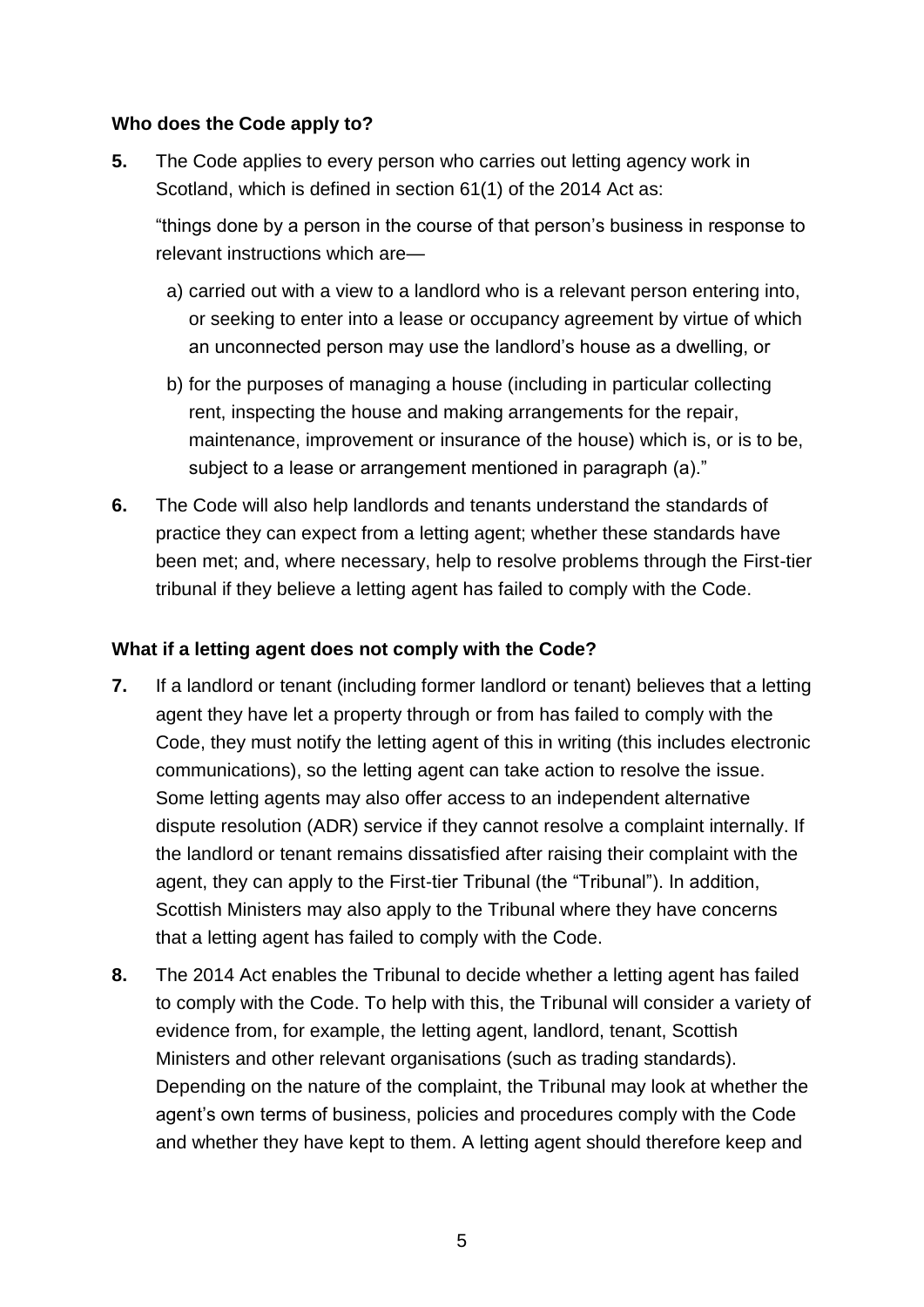**Who does the Code apply to?**

**5.** The Code applies to every person who carries out letting agency work in Scotland, which is defined in section 61(1) of the 2014 Act as:

"things done by a person in the course of that person's business in response to relevant instructions which are—

a) carried out with a view to a landlord who is a relevant person entering into, or seeking to enter into a lease or occupancy agreement by virtue of which an unconnected person may use the landlord's house as a dwelling, or

b) for the purposes of managing a house (including in particular collecting rent, inspecting the house and making arrangements for the repair, maintenance, improvement or insurance of the house) which is, or is to be, subject to a lease or arrangement mentioned in paragraph (a)."

**6.** The Code will also help landlords and tenants understand the standards of practice they can expect from a letting agent; whether these standards have been met; and, where necessary, help to resolve problems through the First-tier tribunal if they believe a letting agent has failed to comply with the Code.

**What if a letting agent does not comply with the Code?**

**7.** If a landlord or tenant (including former landlord or tenant) believes that a letting agent they have let a property through or from has failed to comply with the Code, they must notify the letting agent of this in writing (this includes electronic communications), so the letting agent can take action to resolve the issue. Some letting agents may also offer access to an independent alternative dispute resolution (ADR) service if they cannot resolve a complaint internally. If the landlord or tenant remains dissatisfied after raising their complaint with the agent, they can apply to the First-tier Tribunal (the "Tribunal"). In addition, Scottish Ministers may also apply to the Tribunal where they have concerns that a letting agent has failed to comply with the Code.

**8.** The 2014 Act enables the Tribunal to decide whether a letting agent has failed to comply with the Code. To help with this, the Tribunal will consider a variety of evidence from, for example, the letting agent, landlord, tenant, Scottish Ministers and other relevant organisations (such as trading standards). Depending on the nature of the complaint, the Tribunal may look at whether the agent's own terms of business, policies and procedures comply with the Code and whether they have kept to them. A letting agent should therefore keep and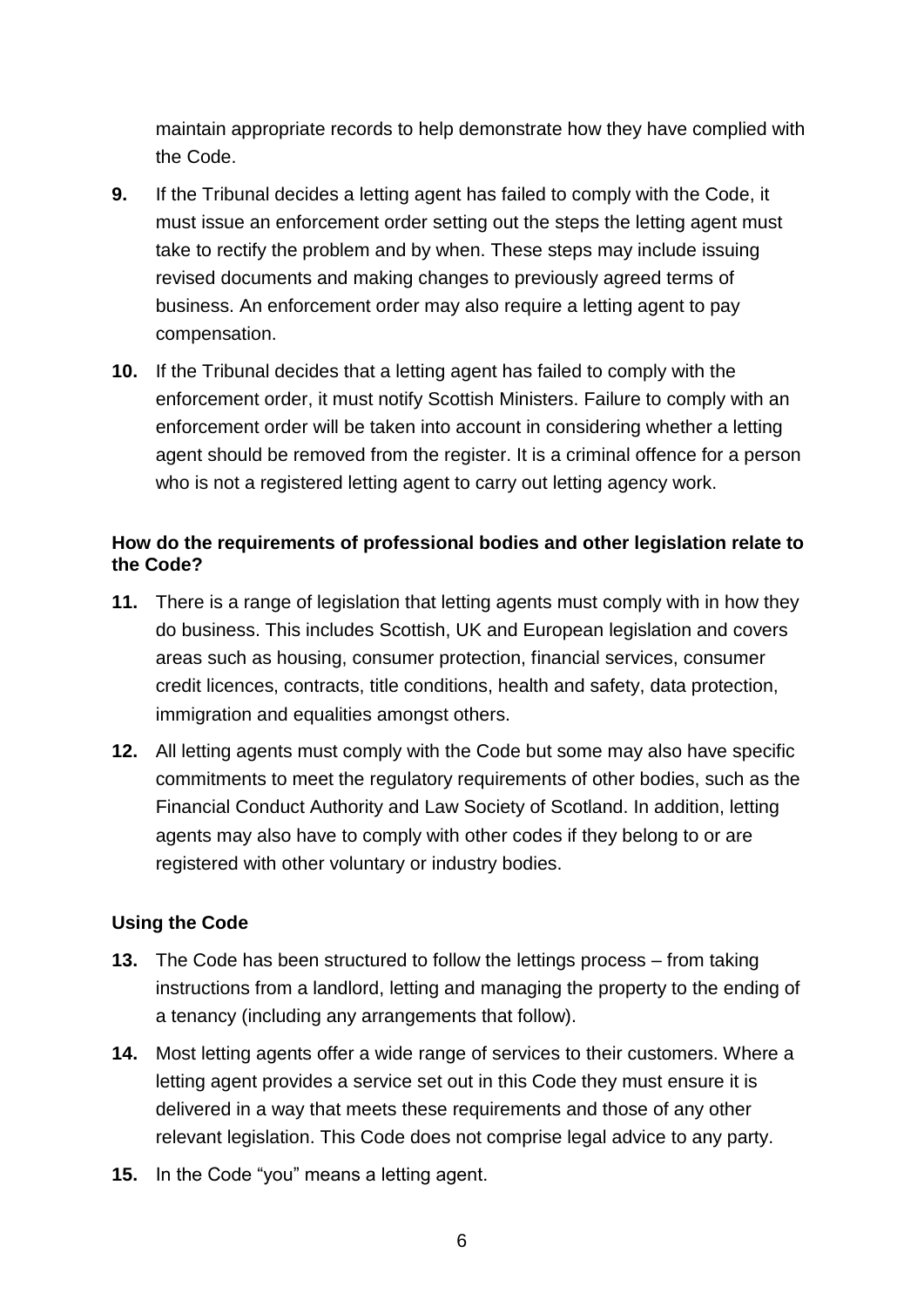maintain appropriate records to help demonstrate how they have complied with the Code.

**9.** If the Tribunal decides a letting agent has failed to comply with the Code, it must issue an enforcement order setting out the steps the letting agent must take to rectify the problem and by when. These steps may include issuing revised documents and making changes to previously agreed terms of business. An enforcement order may also require a letting agent to pay compensation.

**10.** If the Tribunal decides that a letting agent has failed to comply with the enforcement order, it must notify Scottish Ministers. Failure to comply with an enforcement order will be taken into account in considering whether a letting agent should be removed from the register. It is a criminal offence for a person who is not a registered letting agent to carry out letting agency work.

**How do the requirements of professional bodies and other legislation relate to the Code?**

**11.** There is a range of legislation that letting agents must comply with in how they do business. This includes Scottish, UK and European legislation and covers areas such as housing, consumer protection, financial services, consumer credit licences, contracts, title conditions, health and safety, data protection, immigration and equalities amongst others.

**12.** All letting agents must comply with the Code but some may also have specific commitments to meet the regulatory requirements of other bodies, such as the Financial Conduct Authority and Law Society of Scotland. In addition, letting agents may also have to comply with other codes if they belong to or are registered with other voluntary or industry bodies.

**Using the Code**

**13.** The Code has been structured to follow the lettings process – from taking instructions from a landlord, letting and managing the property to the ending of a tenancy (including any arrangements that follow).

**14.** Most letting agents offer a wide range of services to their customers. Where a letting agent provides a service set out in this Code they must ensure it is delivered in a way that meets these requirements and those of any other relevant legislation. This Code does not comprise legal advice to any party.

**15.** In the Code "you" means a letting agent.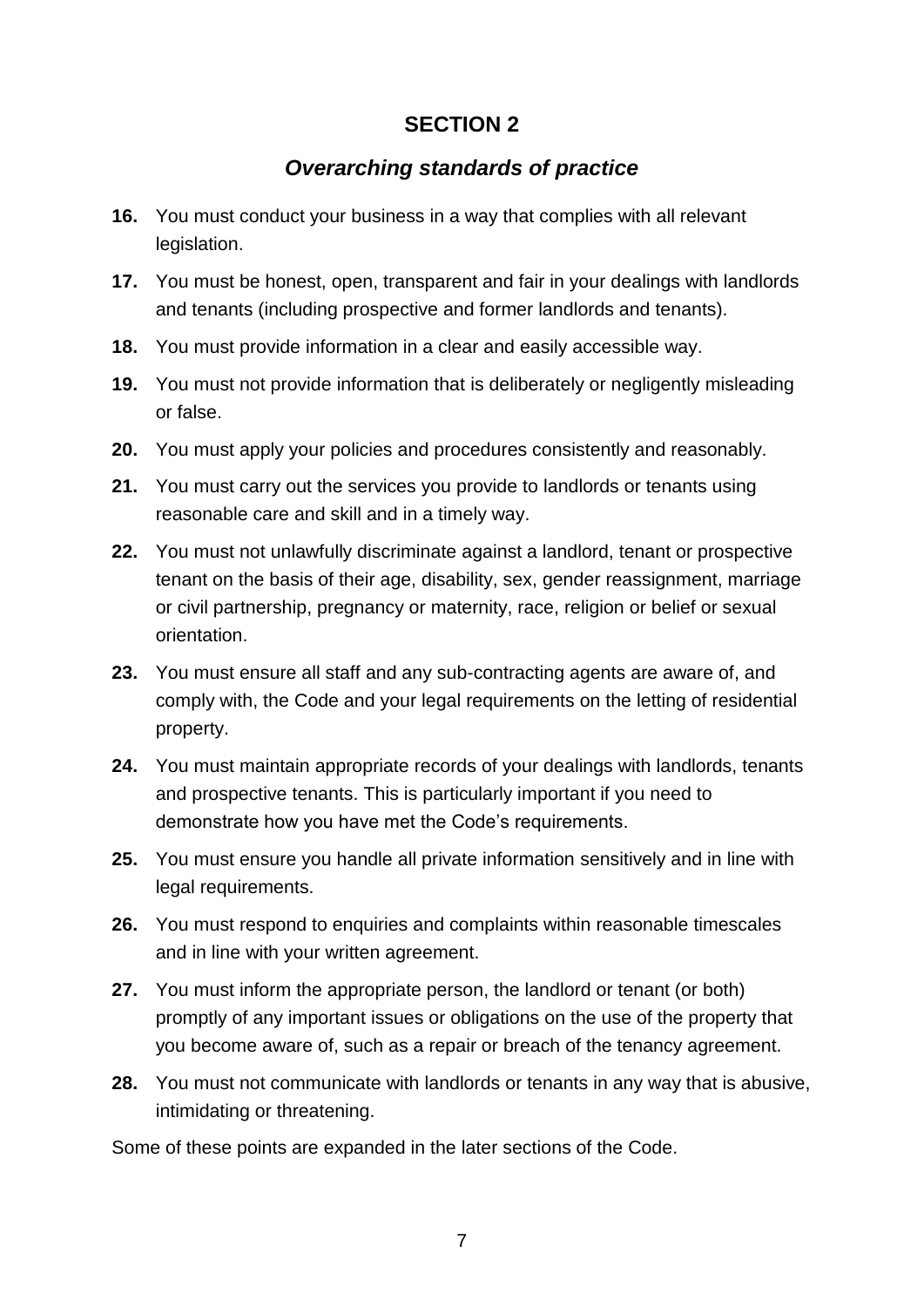## SECTION 2

### *Overarching standards of practice*

**16.** You must conduct your business in a way that complies with all relevant legislation.

**17.** You must be honest, open, transparent and fair in your dealings with landlords and tenants (including prospective and former landlords and tenants).

**18.** You must provide information in a clear and easily accessible way.

**19.** You must not provide information that is deliberately or negligently misleading or false.

**20.** You must apply your policies and procedures consistently and reasonably.

**21.** You must carry out the services you provide to landlords or tenants using reasonable care and skill and in a timely way.

**22.** You must not unlawfully discriminate against a landlord, tenant or prospective tenant on the basis of their age, disability, sex, gender reassignment, marriage or civil partnership, pregnancy or maternity, race, religion or belief or sexual orientation.

**23.** You must ensure all staff and any sub-contracting agents are aware of, and comply with, the Code and your legal requirements on the letting of residential property.

**24.** You must maintain appropriate records of your dealings with landlords, tenants and prospective tenants. This is particularly important if you need to demonstrate how you have met the Code's requirements.

**25.** You must ensure you handle all private information sensitively and in line with legal requirements.

**26.** You must respond to enquiries and complaints within reasonable timescales and in line with your written agreement.

**27.** You must inform the appropriate person, the landlord or tenant (or both) promptly of any important issues or obligations on the use of the property that you become aware of, such as a repair or breach of the tenancy agreement.

**28.** You must not communicate with landlords or tenants in any way that is abusive, intimidating or threatening.

Some of these points are expanded in the later sections of the Code.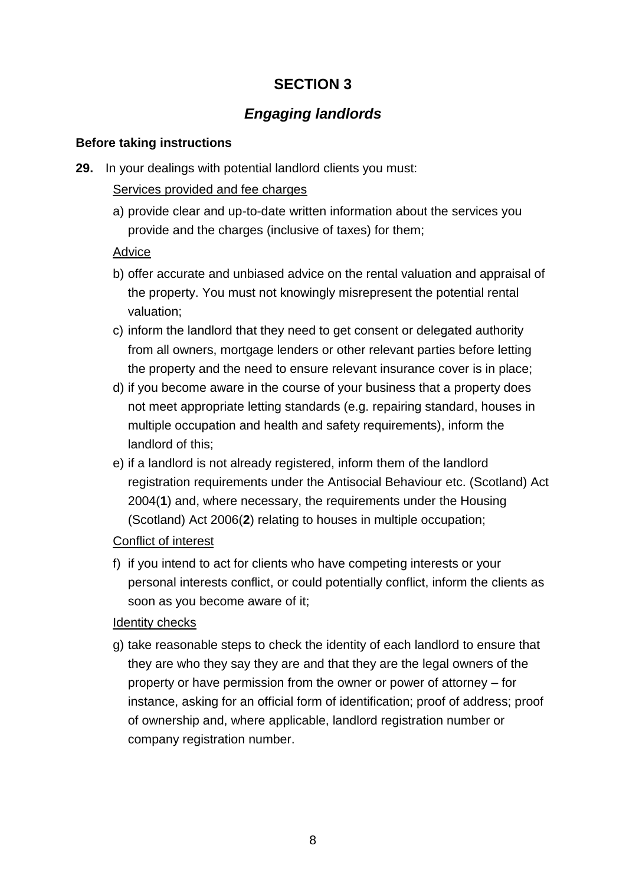# SECTION 3

## *Engaging landlords*

### Before taking instructions

**29.** In your dealings with potential landlord clients you must:

Services provided and fee charges

a) provide clear and up-to-date written information about the services you provide and the charges (inclusive of taxes) for them;

Advice

b) offer accurate and unbiased advice on the rental valuation and appraisal of the property. You must not knowingly misrepresent the potential rental valuation;

c) inform the landlord that they need to get consent or delegated authority from all owners, mortgage lenders or other relevant parties before letting the property and the need to ensure relevant insurance cover is in place;

d) if you become aware in the course of your business that a property does not meet appropriate letting standards (e.g. repairing standard, houses in multiple occupation and health and safety requirements), inform the landlord of this;

e) if a landlord is not already registered, inform them of the landlord registration requirements under the Antisocial Behaviour etc. (Scotland) Act 2004(**1**) and, where necessary, the requirements under the Housing (Scotland) Act 2006(**2**) relating to houses in multiple occupation;

Conflict of interest

f) if you intend to act for clients who have competing interests or your personal interests conflict, or could potentially conflict, inform the clients as soon as you become aware of it;

Identity checks

g) take reasonable steps to check the identity of each landlord to ensure that they are who they say they are and that they are the legal owners of the property or have permission from the owner or power of attorney – for instance, asking for an official form of identification; proof of address; proof of ownership and, where applicable, landlord registration number or company registration number.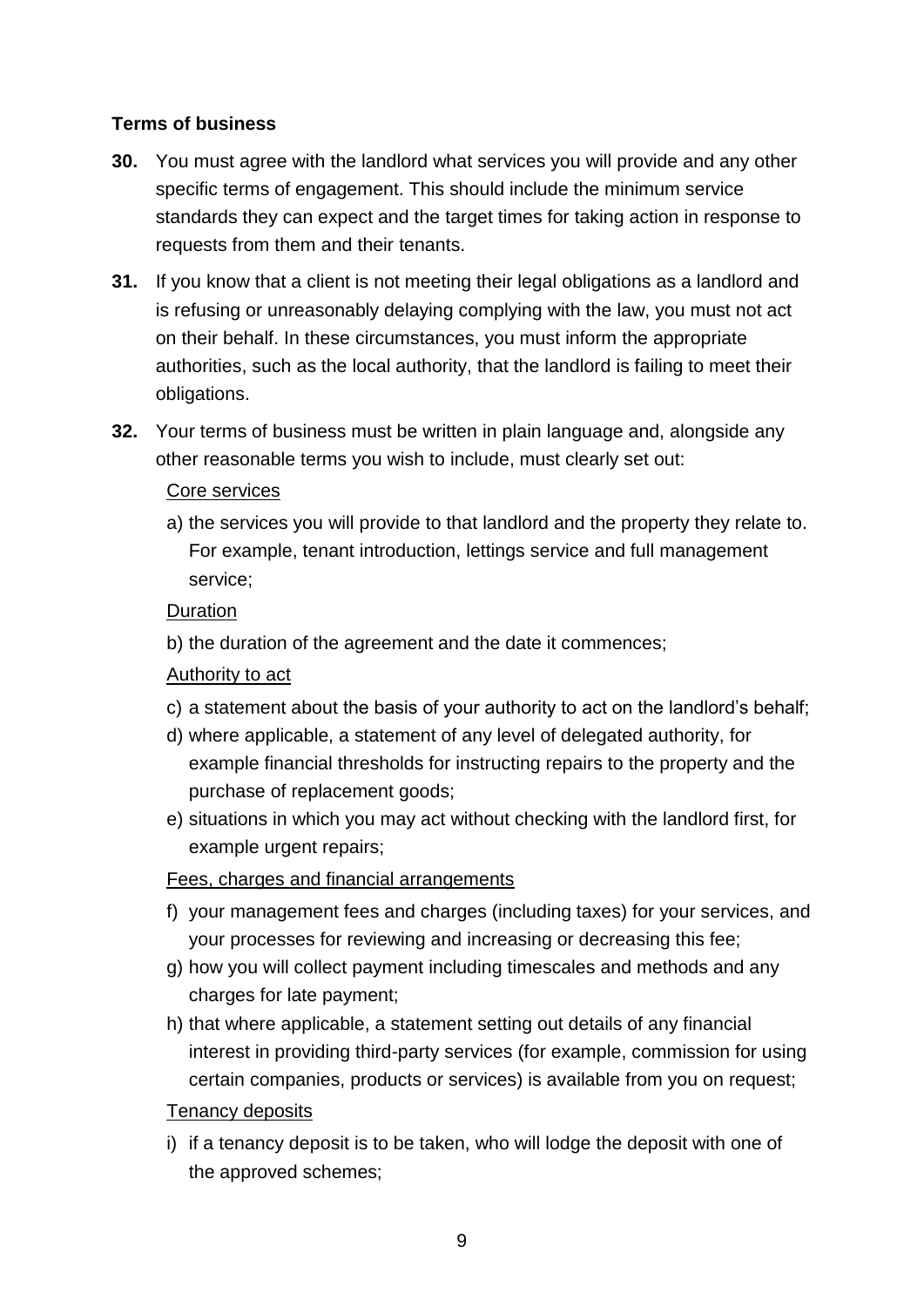**Terms of business**

**30.** You must agree with the landlord what services you will provide and any other specific terms of engagement. This should include the minimum service standards they can expect and the target times for taking action in response to requests from them and their tenants.

**31.** If you know that a client is not meeting their legal obligations as a landlord and is refusing or unreasonably delaying complying with the law, you must not act on their behalf. In these circumstances, you must inform the appropriate authorities, such as the local authority, that the landlord is failing to meet their obligations.

**32.** Your terms of business must be written in plain language and, alongside any other reasonable terms you wish to include, must clearly set out:

<u>Core services</u>

a) the services you will provide to that landlord and the property they relate to. For example, tenant introduction, lettings service and full management service;

<u>Duration</u>

b) the duration of the agreement and the date it commences;

<u>Authority to act</u>

c) a statement about the basis of your authority to act on the landlord's behalf;
d) where applicable, a statement of any level of delegated authority, for example financial thresholds for instructing repairs to the property and the purchase of replacement goods;
e) situations in which you may act without checking with the landlord first, for example urgent repairs;

<u>Fees, charges and financial arrangements</u>

f) your management fees and charges (including taxes) for your services, and your processes for reviewing and increasing or decreasing this fee;
g) how you will collect payment including timescales and methods and any charges for late payment;
h) that where applicable, a statement setting out details of any financial interest in providing third-party services (for example, commission for using certain companies, products or services) is available from you on request;

<u>Tenancy deposits</u>

i) if a tenancy deposit is to be taken, who will lodge the deposit with one of the approved schemes;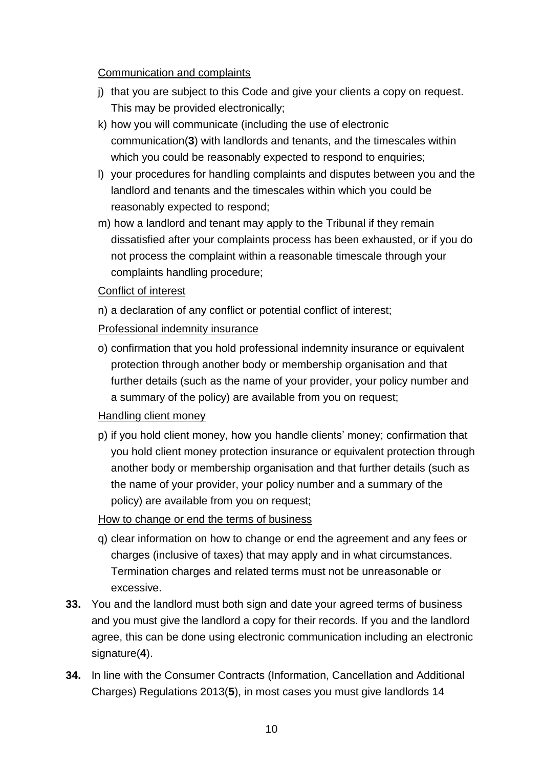Communication and complaints

j) that you are subject to this Code and give your clients a copy on request. This may be provided electronically;

k) how you will communicate (including the use of electronic communication(**3**) with landlords and tenants, and the timescales within which you could be reasonably expected to respond to enquiries;

l) your procedures for handling complaints and disputes between you and the landlord and tenants and the timescales within which you could be reasonably expected to respond;

m) how a landlord and tenant may apply to the Tribunal if they remain dissatisfied after your complaints process has been exhausted, or if you do not process the complaint within a reasonable timescale through your complaints handling procedure;

Conflict of interest

n) a declaration of any conflict or potential conflict of interest;

Professional indemnity insurance

o) confirmation that you hold professional indemnity insurance or equivalent protection through another body or membership organisation and that further details (such as the name of your provider, your policy number and a summary of the policy) are available from you on request;

Handling client money

p) if you hold client money, how you handle clients' money; confirmation that you hold client money protection insurance or equivalent protection through another body or membership organisation and that further details (such as the name of your provider, your policy number and a summary of the policy) are available from you on request;

How to change or end the terms of business

q) clear information on how to change or end the agreement and any fees or charges (inclusive of taxes) that may apply and in what circumstances. Termination charges and related terms must not be unreasonable or excessive.

**33.** You and the landlord must both sign and date your agreed terms of business and you must give the landlord a copy for their records. If you and the landlord agree, this can be done using electronic communication including an electronic signature(**4**).

**34.** In line with the Consumer Contracts (Information, Cancellation and Additional Charges) Regulations 2013(**5**), in most cases you must give landlords 14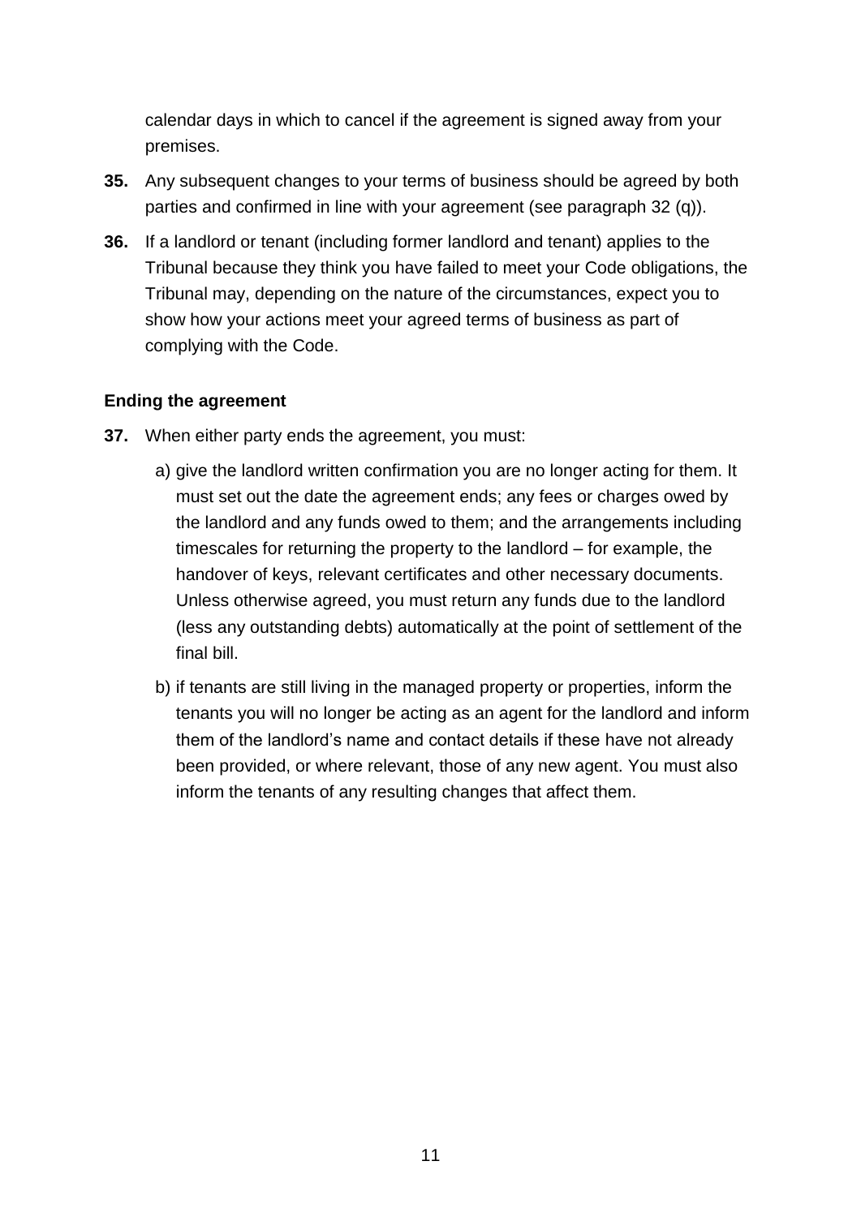calendar days in which to cancel if the agreement is signed away from your premises.

**35.** Any subsequent changes to your terms of business should be agreed by both parties and confirmed in line with your agreement (see paragraph 32 (q)).

**36.** If a landlord or tenant (including former landlord and tenant) applies to the Tribunal because they think you have failed to meet your Code obligations, the Tribunal may, depending on the nature of the circumstances, expect you to show how your actions meet your agreed terms of business as part of complying with the Code.

**Ending the agreement**

**37.** When either party ends the agreement, you must:

a) give the landlord written confirmation you are no longer acting for them. It must set out the date the agreement ends; any fees or charges owed by the landlord and any funds owed to them; and the arrangements including timescales for returning the property to the landlord – for example, the handover of keys, relevant certificates and other necessary documents. Unless otherwise agreed, you must return any funds due to the landlord (less any outstanding debts) automatically at the point of settlement of the final bill.

b) if tenants are still living in the managed property or properties, inform the tenants you will no longer be acting as an agent for the landlord and inform them of the landlord's name and contact details if these have not already been provided, or where relevant, those of any new agent. You must also inform the tenants of any resulting changes that affect them.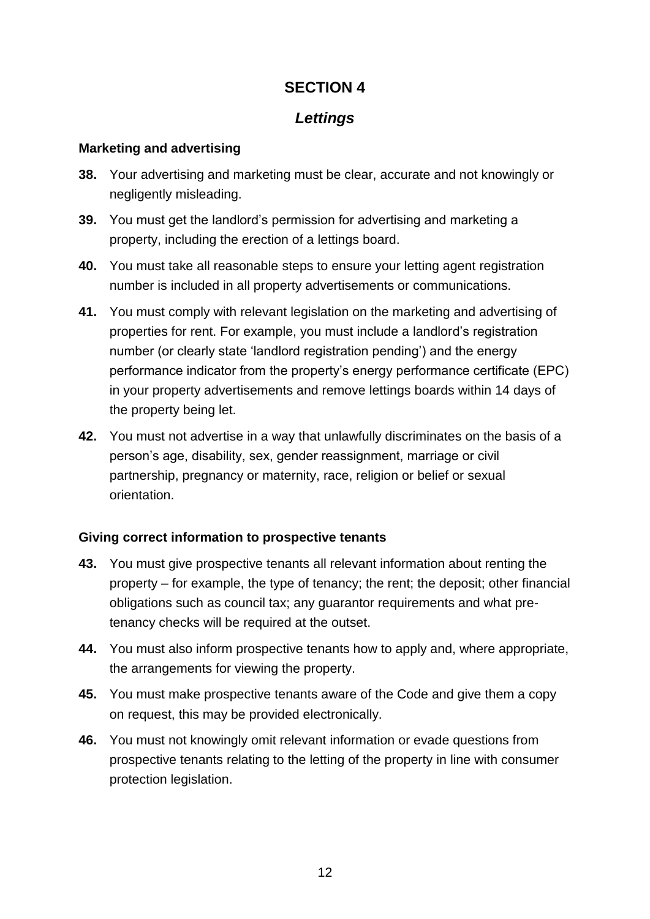# SECTION 4

## *Lettings*

### Marketing and advertising

**38.** Your advertising and marketing must be clear, accurate and not knowingly or negligently misleading.

**39.** You must get the landlord's permission for advertising and marketing a property, including the erection of a lettings board.

**40.** You must take all reasonable steps to ensure your letting agent registration number is included in all property advertisements or communications.

**41.** You must comply with relevant legislation on the marketing and advertising of properties for rent. For example, you must include a landlord's registration number (or clearly state 'landlord registration pending') and the energy performance indicator from the property's energy performance certificate (EPC) in your property advertisements and remove lettings boards within 14 days of the property being let.

**42.** You must not advertise in a way that unlawfully discriminates on the basis of a person's age, disability, sex, gender reassignment, marriage or civil partnership, pregnancy or maternity, race, religion or belief or sexual orientation.

### Giving correct information to prospective tenants

**43.** You must give prospective tenants all relevant information about renting the property – for example, the type of tenancy; the rent; the deposit; other financial obligations such as council tax; any guarantor requirements and what pre-tenancy checks will be required at the outset.

**44.** You must also inform prospective tenants how to apply and, where appropriate, the arrangements for viewing the property.

**45.** You must make prospective tenants aware of the Code and give them a copy on request, this may be provided electronically.

**46.** You must not knowingly omit relevant information or evade questions from prospective tenants relating to the letting of the property in line with consumer protection legislation.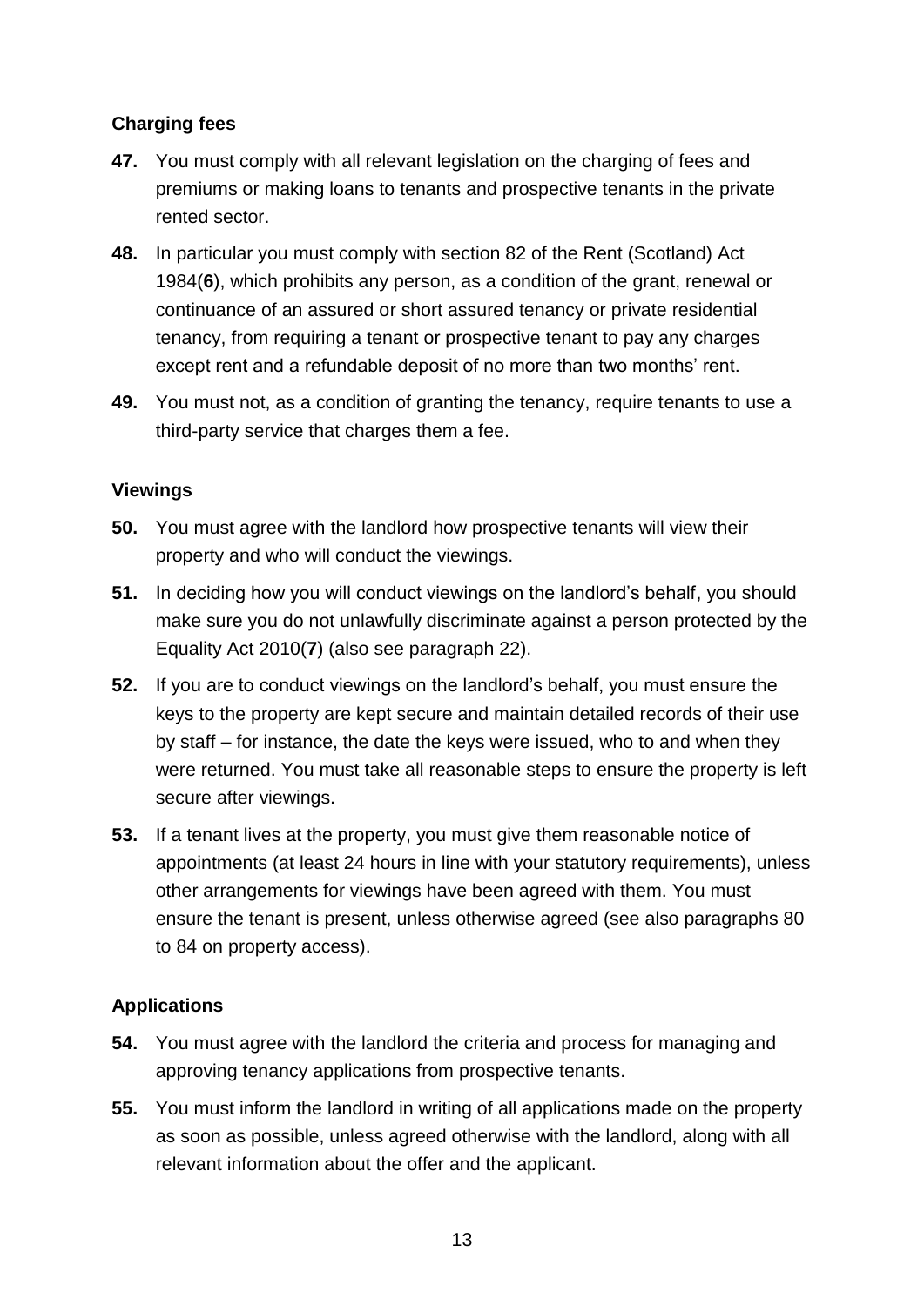### Charging fees

**47.** You must comply with all relevant legislation on the charging of fees and premiums or making loans to tenants and prospective tenants in the private rented sector.

**48.** In particular you must comply with section 82 of the Rent (Scotland) Act 1984(**6**), which prohibits any person, as a condition of the grant, renewal or continuance of an assured or short assured tenancy or private residential tenancy, from requiring a tenant or prospective tenant to pay any charges except rent and a refundable deposit of no more than two months' rent.

**49.** You must not, as a condition of granting the tenancy, require tenants to use a third-party service that charges them a fee.

### Viewings

**50.** You must agree with the landlord how prospective tenants will view their property and who will conduct the viewings.

**51.** In deciding how you will conduct viewings on the landlord's behalf, you should make sure you do not unlawfully discriminate against a person protected by the Equality Act 2010(**7**) (also see paragraph 22).

**52.** If you are to conduct viewings on the landlord's behalf, you must ensure the keys to the property are kept secure and maintain detailed records of their use by staff – for instance, the date the keys were issued, who to and when they were returned. You must take all reasonable steps to ensure the property is left secure after viewings.

**53.** If a tenant lives at the property, you must give them reasonable notice of appointments (at least 24 hours in line with your statutory requirements), unless other arrangements for viewings have been agreed with them. You must ensure the tenant is present, unless otherwise agreed (see also paragraphs 80 to 84 on property access).

### Applications

**54.** You must agree with the landlord the criteria and process for managing and approving tenancy applications from prospective tenants.

**55.** You must inform the landlord in writing of all applications made on the property as soon as possible, unless agreed otherwise with the landlord, along with all relevant information about the offer and the applicant.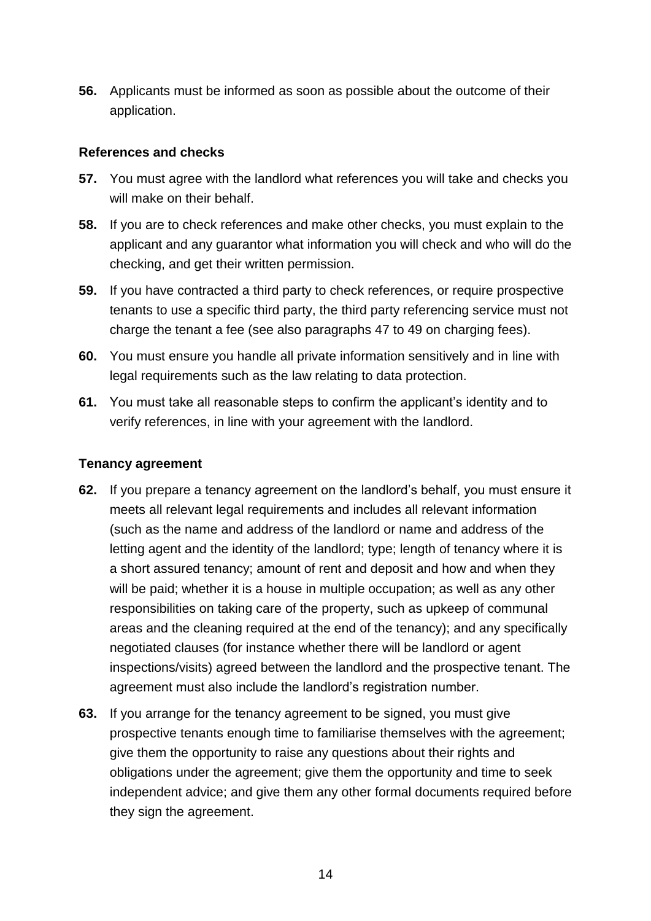**56.** Applicants must be informed as soon as possible about the outcome of their application.

### References and checks

**57.** You must agree with the landlord what references you will take and checks you will make on their behalf.

**58.** If you are to check references and make other checks, you must explain to the applicant and any guarantor what information you will check and who will do the checking, and get their written permission.

**59.** If you have contracted a third party to check references, or require prospective tenants to use a specific third party, the third party referencing service must not charge the tenant a fee (see also paragraphs 47 to 49 on charging fees).

**60.** You must ensure you handle all private information sensitively and in line with legal requirements such as the law relating to data protection.

**61.** You must take all reasonable steps to confirm the applicant's identity and to verify references, in line with your agreement with the landlord.

### Tenancy agreement

**62.** If you prepare a tenancy agreement on the landlord's behalf, you must ensure it meets all relevant legal requirements and includes all relevant information (such as the name and address of the landlord or name and address of the letting agent and the identity of the landlord; type; length of tenancy where it is a short assured tenancy; amount of rent and deposit and how and when they will be paid; whether it is a house in multiple occupation; as well as any other responsibilities on taking care of the property, such as upkeep of communal areas and the cleaning required at the end of the tenancy); and any specifically negotiated clauses (for instance whether there will be landlord or agent inspections/visits) agreed between the landlord and the prospective tenant. The agreement must also include the landlord's registration number.

**63.** If you arrange for the tenancy agreement to be signed, you must give prospective tenants enough time to familiarise themselves with the agreement; give them the opportunity to raise any questions about their rights and obligations under the agreement; give them the opportunity and time to seek independent advice; and give them any other formal documents required before they sign the agreement.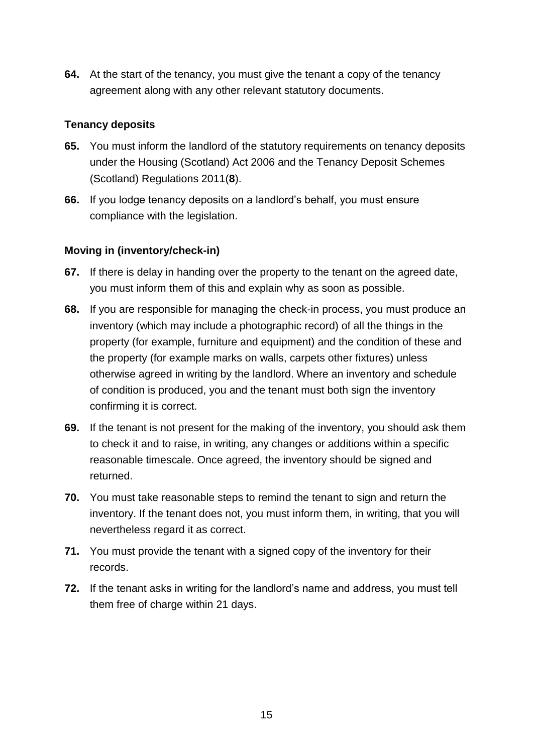**64.** At the start of the tenancy, you must give the tenant a copy of the tenancy agreement along with any other relevant statutory documents.

### Tenancy deposits

**65.** You must inform the landlord of the statutory requirements on tenancy deposits under the Housing (Scotland) Act 2006 and the Tenancy Deposit Schemes (Scotland) Regulations 2011(**8**).

**66.** If you lodge tenancy deposits on a landlord's behalf, you must ensure compliance with the legislation.

### Moving in (inventory/check-in)

**67.** If there is delay in handing over the property to the tenant on the agreed date, you must inform them of this and explain why as soon as possible.

**68.** If you are responsible for managing the check-in process, you must produce an inventory (which may include a photographic record) of all the things in the property (for example, furniture and equipment) and the condition of these and the property (for example marks on walls, carpets other fixtures) unless otherwise agreed in writing by the landlord. Where an inventory and schedule of condition is produced, you and the tenant must both sign the inventory confirming it is correct.

**69.** If the tenant is not present for the making of the inventory, you should ask them to check it and to raise, in writing, any changes or additions within a specific reasonable timescale. Once agreed, the inventory should be signed and returned.

**70.** You must take reasonable steps to remind the tenant to sign and return the inventory. If the tenant does not, you must inform them, in writing, that you will nevertheless regard it as correct.

**71.** You must provide the tenant with a signed copy of the inventory for their records.

**72.** If the tenant asks in writing for the landlord's name and address, you must tell them free of charge within 21 days.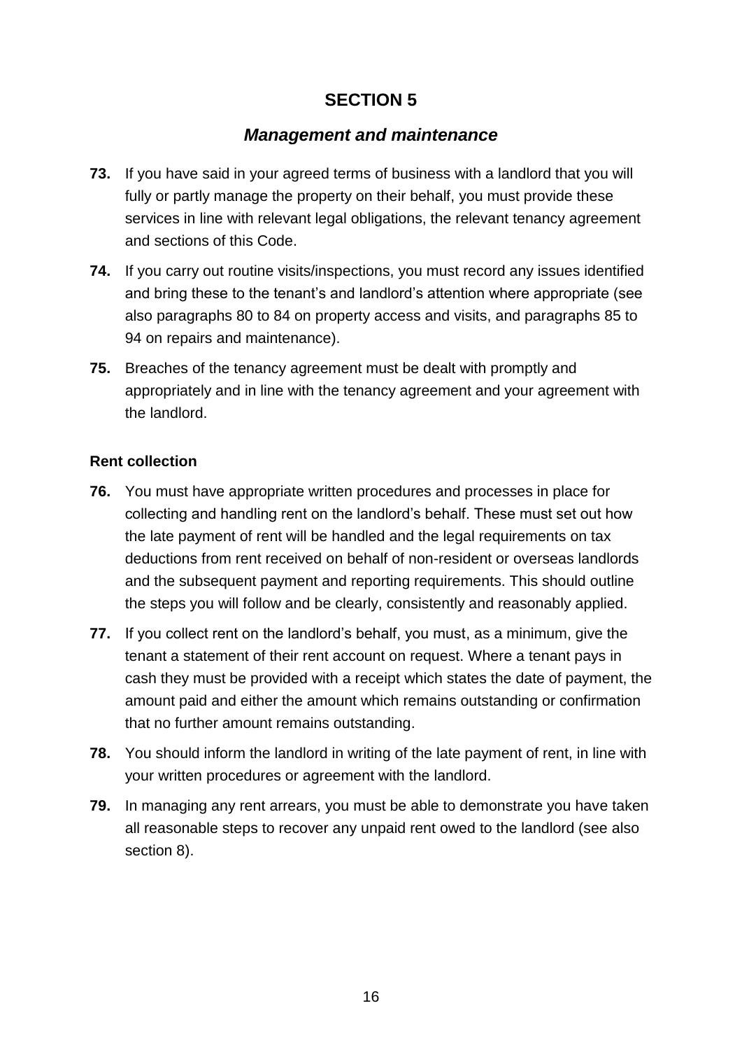## SECTION 5

### *Management and maintenance*

**73.** If you have said in your agreed terms of business with a landlord that you will fully or partly manage the property on their behalf, you must provide these services in line with relevant legal obligations, the relevant tenancy agreement and sections of this Code.

**74.** If you carry out routine visits/inspections, you must record any issues identified and bring these to the tenant's and landlord's attention where appropriate (see also paragraphs 80 to 84 on property access and visits, and paragraphs 85 to 94 on repairs and maintenance).

**75.** Breaches of the tenancy agreement must be dealt with promptly and appropriately and in line with the tenancy agreement and your agreement with the landlord.

#### Rent collection

**76.** You must have appropriate written procedures and processes in place for collecting and handling rent on the landlord's behalf. These must set out how the late payment of rent will be handled and the legal requirements on tax deductions from rent received on behalf of non-resident or overseas landlords and the subsequent payment and reporting requirements. This should outline the steps you will follow and be clearly, consistently and reasonably applied.

**77.** If you collect rent on the landlord's behalf, you must, as a minimum, give the tenant a statement of their rent account on request. Where a tenant pays in cash they must be provided with a receipt which states the date of payment, the amount paid and either the amount which remains outstanding or confirmation that no further amount remains outstanding.

**78.** You should inform the landlord in writing of the late payment of rent, in line with your written procedures or agreement with the landlord.

**79.** In managing any rent arrears, you must be able to demonstrate you have taken all reasonable steps to recover any unpaid rent owed to the landlord (see also section 8).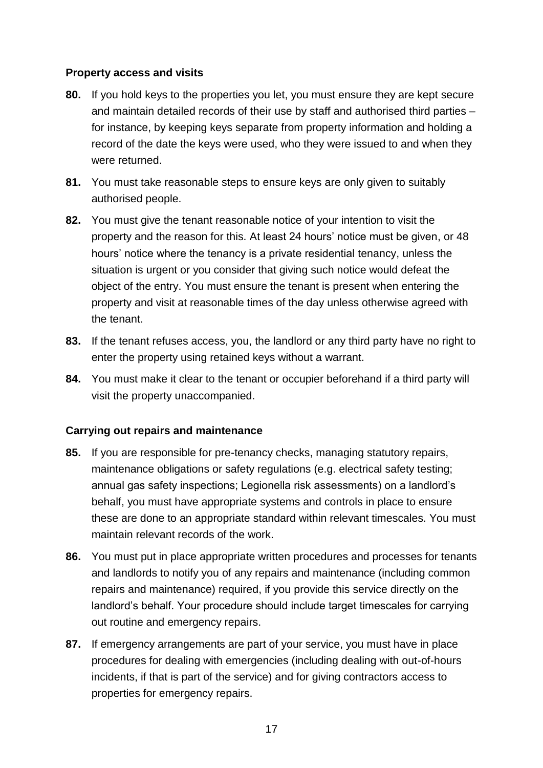**Property access and visits**

**80.** If you hold keys to the properties you let, you must ensure they are kept secure and maintain detailed records of their use by staff and authorised third parties – for instance, by keeping keys separate from property information and holding a record of the date the keys were used, who they were issued to and when they were returned.

**81.** You must take reasonable steps to ensure keys are only given to suitably authorised people.

**82.** You must give the tenant reasonable notice of your intention to visit the property and the reason for this. At least 24 hours' notice must be given, or 48 hours' notice where the tenancy is a private residential tenancy, unless the situation is urgent or you consider that giving such notice would defeat the object of the entry. You must ensure the tenant is present when entering the property and visit at reasonable times of the day unless otherwise agreed with the tenant.

**83.** If the tenant refuses access, you, the landlord or any third party have no right to enter the property using retained keys without a warrant.

**84.** You must make it clear to the tenant or occupier beforehand if a third party will visit the property unaccompanied.

**Carrying out repairs and maintenance**

**85.** If you are responsible for pre-tenancy checks, managing statutory repairs, maintenance obligations or safety regulations (e.g. electrical safety testing; annual gas safety inspections; Legionella risk assessments) on a landlord's behalf, you must have appropriate systems and controls in place to ensure these are done to an appropriate standard within relevant timescales. You must maintain relevant records of the work.

**86.** You must put in place appropriate written procedures and processes for tenants and landlords to notify you of any repairs and maintenance (including common repairs and maintenance) required, if you provide this service directly on the landlord's behalf. Your procedure should include target timescales for carrying out routine and emergency repairs.

**87.** If emergency arrangements are part of your service, you must have in place procedures for dealing with emergencies (including dealing with out-of-hours incidents, if that is part of the service) and for giving contractors access to properties for emergency repairs.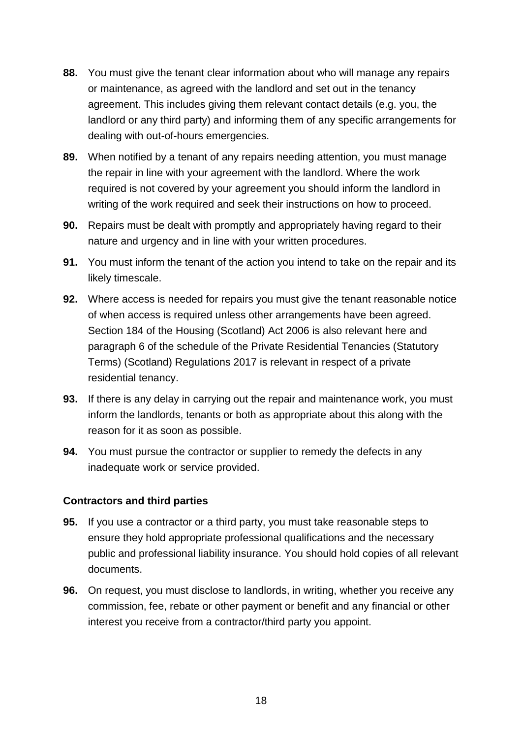**88.** You must give the tenant clear information about who will manage any repairs or maintenance, as agreed with the landlord and set out in the tenancy agreement. This includes giving them relevant contact details (e.g. you, the landlord or any third party) and informing them of any specific arrangements for dealing with out-of-hours emergencies.

**89.** When notified by a tenant of any repairs needing attention, you must manage the repair in line with your agreement with the landlord. Where the work required is not covered by your agreement you should inform the landlord in writing of the work required and seek their instructions on how to proceed.

**90.** Repairs must be dealt with promptly and appropriately having regard to their nature and urgency and in line with your written procedures.

**91.** You must inform the tenant of the action you intend to take on the repair and its likely timescale.

**92.** Where access is needed for repairs you must give the tenant reasonable notice of when access is required unless other arrangements have been agreed. Section 184 of the Housing (Scotland) Act 2006 is also relevant here and paragraph 6 of the schedule of the Private Residential Tenancies (Statutory Terms) (Scotland) Regulations 2017 is relevant in respect of a private residential tenancy.

**93.** If there is any delay in carrying out the repair and maintenance work, you must inform the landlords, tenants or both as appropriate about this along with the reason for it as soon as possible.

**94.** You must pursue the contractor or supplier to remedy the defects in any inadequate work or service provided.

**Contractors and third parties**

**95.** If you use a contractor or a third party, you must take reasonable steps to ensure they hold appropriate professional qualifications and the necessary public and professional liability insurance. You should hold copies of all relevant documents.

**96.** On request, you must disclose to landlords, in writing, whether you receive any commission, fee, rebate or other payment or benefit and any financial or other interest you receive from a contractor/third party you appoint.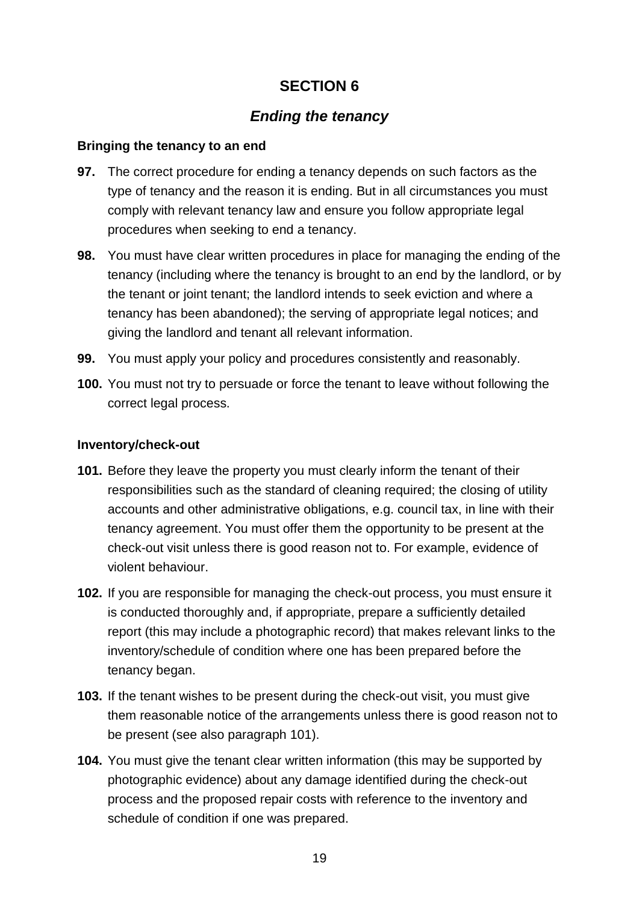# SECTION 6

## *Ending the tenancy*

**Bringing the tenancy to an end**

**97.** The correct procedure for ending a tenancy depends on such factors as the type of tenancy and the reason it is ending. But in all circumstances you must comply with relevant tenancy law and ensure you follow appropriate legal procedures when seeking to end a tenancy.

**98.** You must have clear written procedures in place for managing the ending of the tenancy (including where the tenancy is brought to an end by the landlord, or by the tenant or joint tenant; the landlord intends to seek eviction and where a tenancy has been abandoned); the serving of appropriate legal notices; and giving the landlord and tenant all relevant information.

**99.** You must apply your policy and procedures consistently and reasonably.

**100.** You must not try to persuade or force the tenant to leave without following the correct legal process.

**Inventory/check-out**

**101.** Before they leave the property you must clearly inform the tenant of their responsibilities such as the standard of cleaning required; the closing of utility accounts and other administrative obligations, e.g. council tax, in line with their tenancy agreement. You must offer them the opportunity to be present at the check-out visit unless there is good reason not to. For example, evidence of violent behaviour.

**102.** If you are responsible for managing the check-out process, you must ensure it is conducted thoroughly and, if appropriate, prepare a sufficiently detailed report (this may include a photographic record) that makes relevant links to the inventory/schedule of condition where one has been prepared before the tenancy began.

**103.** If the tenant wishes to be present during the check-out visit, you must give them reasonable notice of the arrangements unless there is good reason not to be present (see also paragraph 101).

**104.** You must give the tenant clear written information (this may be supported by photographic evidence) about any damage identified during the check-out process and the proposed repair costs with reference to the inventory and schedule of condition if one was prepared.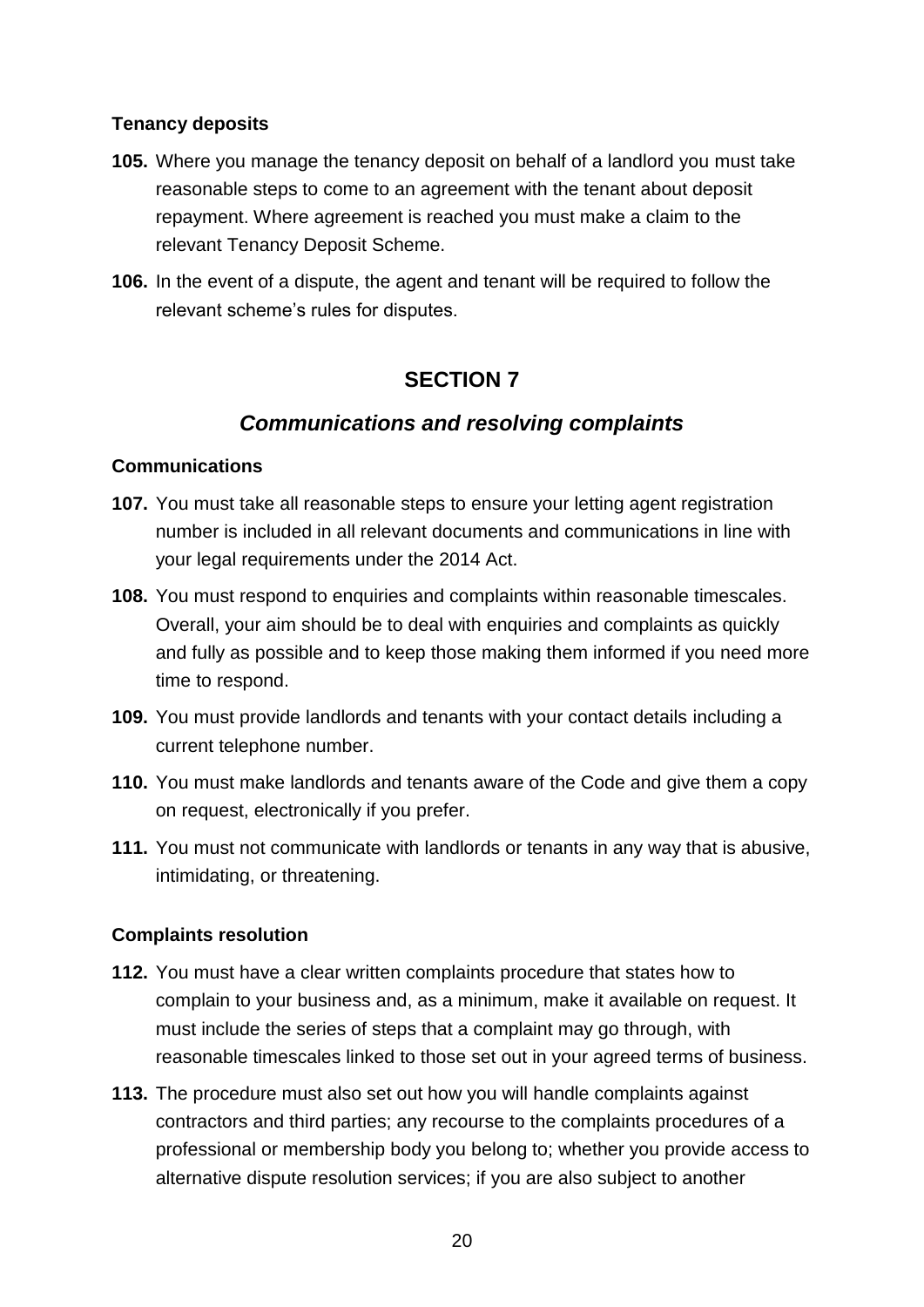### Tenancy deposits

**105.** Where you manage the tenancy deposit on behalf of a landlord you must take reasonable steps to come to an agreement with the tenant about deposit repayment. Where agreement is reached you must make a claim to the relevant Tenancy Deposit Scheme.

**106.** In the event of a dispute, the agent and tenant will be required to follow the relevant scheme's rules for disputes.

## SECTION 7

## *Communications and resolving complaints*

### Communications

**107.** You must take all reasonable steps to ensure your letting agent registration number is included in all relevant documents and communications in line with your legal requirements under the 2014 Act.

**108.** You must respond to enquiries and complaints within reasonable timescales. Overall, your aim should be to deal with enquiries and complaints as quickly and fully as possible and to keep those making them informed if you need more time to respond.

**109.** You must provide landlords and tenants with your contact details including a current telephone number.

**110.** You must make landlords and tenants aware of the Code and give them a copy on request, electronically if you prefer.

**111.** You must not communicate with landlords or tenants in any way that is abusive, intimidating, or threatening.

### Complaints resolution

**112.** You must have a clear written complaints procedure that states how to complain to your business and, as a minimum, make it available on request. It must include the series of steps that a complaint may go through, with reasonable timescales linked to those set out in your agreed terms of business.

**113.** The procedure must also set out how you will handle complaints against contractors and third parties; any recourse to the complaints procedures of a professional or membership body you belong to; whether you provide access to alternative dispute resolution services; if you are also subject to another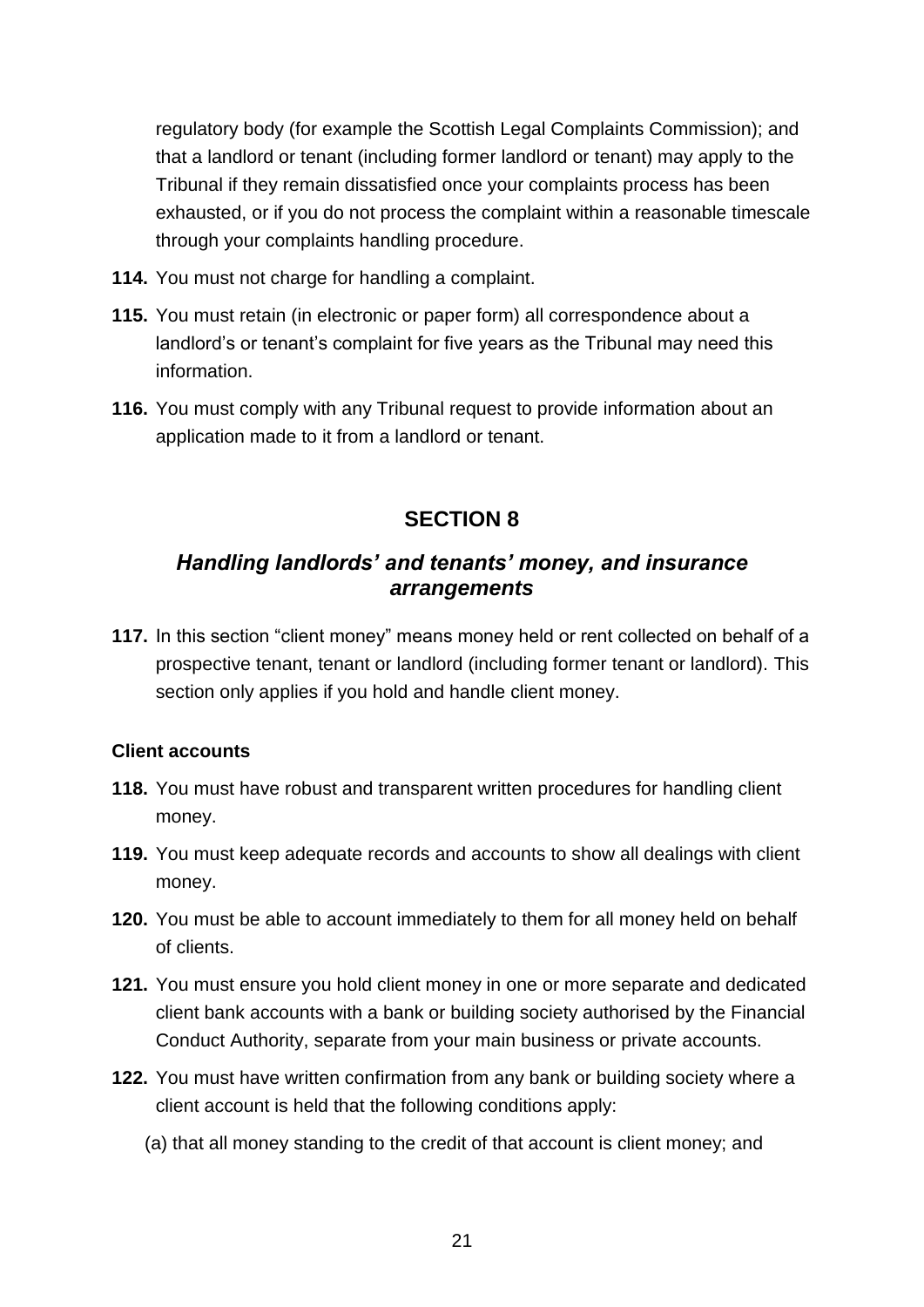regulatory body (for example the Scottish Legal Complaints Commission); and that a landlord or tenant (including former landlord or tenant) may apply to the Tribunal if they remain dissatisfied once your complaints process has been exhausted, or if you do not process the complaint within a reasonable timescale through your complaints handling procedure.

**114.** You must not charge for handling a complaint.

**115.** You must retain (in electronic or paper form) all correspondence about a landlord's or tenant's complaint for five years as the Tribunal may need this information.

**116.** You must comply with any Tribunal request to provide information about an application made to it from a landlord or tenant.

## SECTION 8

### *Handling landlords' and tenants' money, and insurance arrangements*

**117.** In this section "client money" means money held or rent collected on behalf of a prospective tenant, tenant or landlord (including former tenant or landlord). This section only applies if you hold and handle client money.

**Client accounts**

**118.** You must have robust and transparent written procedures for handling client money.

**119.** You must keep adequate records and accounts to show all dealings with client money.

**120.** You must be able to account immediately to them for all money held on behalf of clients.

**121.** You must ensure you hold client money in one or more separate and dedicated client bank accounts with a bank or building society authorised by the Financial Conduct Authority, separate from your main business or private accounts.

**122.** You must have written confirmation from any bank or building society where a client account is held that the following conditions apply:

(a) that all money standing to the credit of that account is client money; and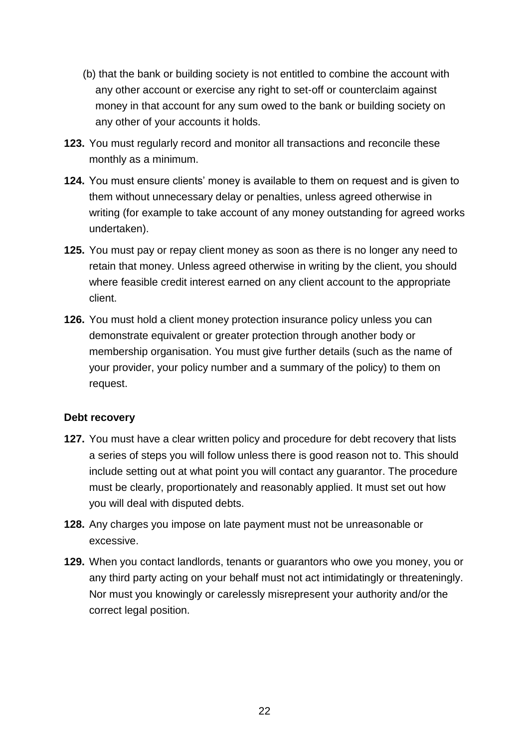(b) that the bank or building society is not entitled to combine the account with any other account or exercise any right to set-off or counterclaim against money in that account for any sum owed to the bank or building society on any other of your accounts it holds.

**123.** You must regularly record and monitor all transactions and reconcile these monthly as a minimum.

**124.** You must ensure clients' money is available to them on request and is given to them without unnecessary delay or penalties, unless agreed otherwise in writing (for example to take account of any money outstanding for agreed works undertaken).

**125.** You must pay or repay client money as soon as there is no longer any need to retain that money. Unless agreed otherwise in writing by the client, you should where feasible credit interest earned on any client account to the appropriate client.

**126.** You must hold a client money protection insurance policy unless you can demonstrate equivalent or greater protection through another body or membership organisation. You must give further details (such as the name of your provider, your policy number and a summary of the policy) to them on request.

**Debt recovery**

**127.** You must have a clear written policy and procedure for debt recovery that lists a series of steps you will follow unless there is good reason not to. This should include setting out at what point you will contact any guarantor. The procedure must be clearly, proportionately and reasonably applied. It must set out how you will deal with disputed debts.

**128.** Any charges you impose on late payment must not be unreasonable or excessive.

**129.** When you contact landlords, tenants or guarantors who owe you money, you or any third party acting on your behalf must not act intimidatingly or threateningly. Nor must you knowingly or carelessly misrepresent your authority and/or the correct legal position.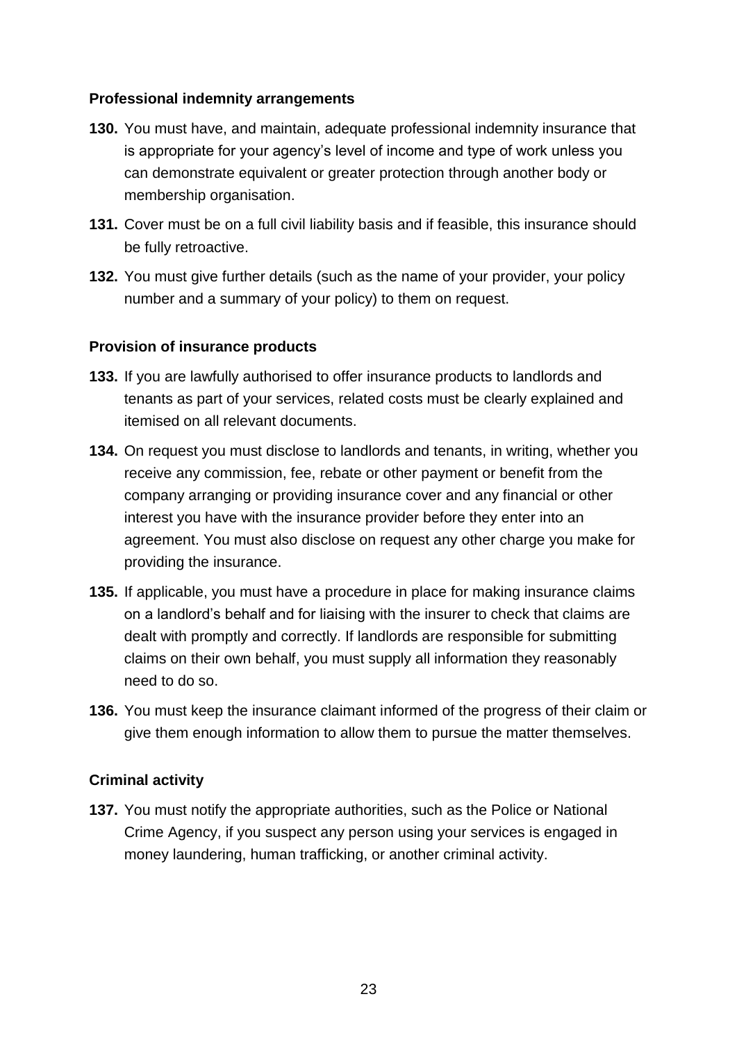**Professional indemnity arrangements**

**130.** You must have, and maintain, adequate professional indemnity insurance that is appropriate for your agency's level of income and type of work unless you can demonstrate equivalent or greater protection through another body or membership organisation.

**131.** Cover must be on a full civil liability basis and if feasible, this insurance should be fully retroactive.

**132.** You must give further details (such as the name of your provider, your policy number and a summary of your policy) to them on request.

**Provision of insurance products**

**133.** If you are lawfully authorised to offer insurance products to landlords and tenants as part of your services, related costs must be clearly explained and itemised on all relevant documents.

**134.** On request you must disclose to landlords and tenants, in writing, whether you receive any commission, fee, rebate or other payment or benefit from the company arranging or providing insurance cover and any financial or other interest you have with the insurance provider before they enter into an agreement. You must also disclose on request any other charge you make for providing the insurance.

**135.** If applicable, you must have a procedure in place for making insurance claims on a landlord's behalf and for liaising with the insurer to check that claims are dealt with promptly and correctly. If landlords are responsible for submitting claims on their own behalf, you must supply all information they reasonably need to do so.

**136.** You must keep the insurance claimant informed of the progress of their claim or give them enough information to allow them to pursue the matter themselves.

**Criminal activity**

**137.** You must notify the appropriate authorities, such as the Police or National Crime Agency, if you suspect any person using your services is engaged in money laundering, human trafficking, or another criminal activity.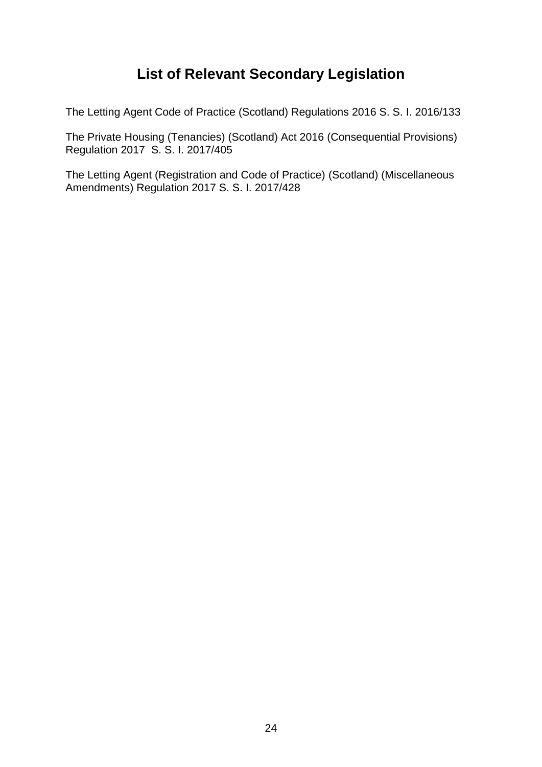# List of Relevant Secondary Legislation

The Letting Agent Code of Practice (Scotland) Regulations 2016 S. S. I. 2016/133

The Private Housing (Tenancies) (Scotland) Act 2016 (Consequential Provisions) Regulation 2017 S. S. I. 2017/405

The Letting Agent (Registration and Code of Practice) (Scotland) (Miscellaneous Amendments) Regulation 2017 S. S. I. 2017/428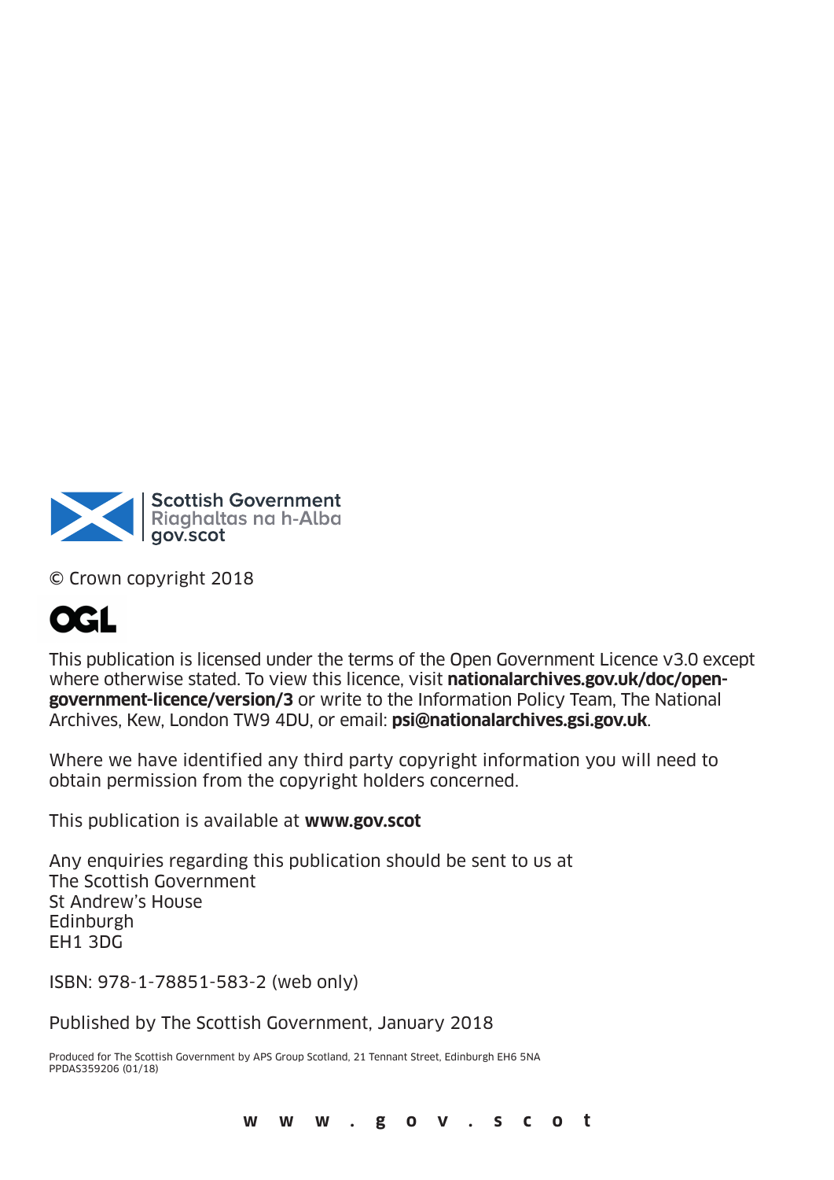Scottish Government
Riaghaltas na h-Alba
gov.scot

© Crown copyright 2018

OGL

This publication is licensed under the terms of the Open Government Licence v3.0 except where otherwise stated. To view this licence, visit **nationalarchives.gov.uk/doc/open-government-licence/version/3** or write to the Information Policy Team, The National Archives, Kew, London TW9 4DU, or email: **psi@nationalarchives.gsi.gov.uk**.

Where we have identified any third party copyright information you will need to obtain permission from the copyright holders concerned.

This publication is available at **www.gov.scot**

Any enquiries regarding this publication should be sent to us at
The Scottish Government
St Andrew's House
Edinburgh
EH1 3DG

ISBN: 978-1-78851-583-2 (web only)

Published by The Scottish Government, January 2018

Produced for The Scottish Government by APS Group Scotland, 21 Tennant Street, Edinburgh EH6 5NA
PPDAS359206 (01/18)

**w w w . g o v . s c o t**